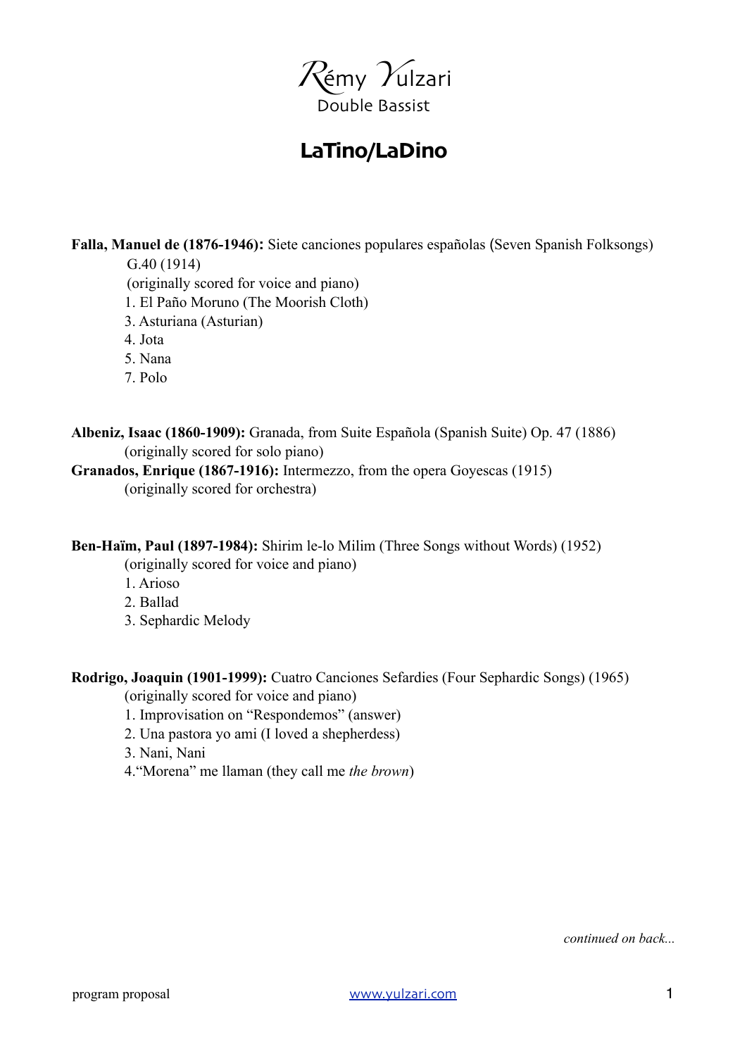Rémy Yulzari
Double Bassist

# LaTino/LaDino

**Falla, Manuel de (1876-1946):** Siete canciones populares españolas (Seven Spanish Folksongs) G.40 (1914)
(originally scored for voice and piano)
1. El Paño Moruno (The Moorish Cloth)
3. Asturiana (Asturian)
4. Jota
5. Nana
7. Polo

**Albeniz, Isaac (1860-1909):** Granada, from Suite Española (Spanish Suite) Op. 47 (1886)
(originally scored for solo piano)

**Granados, Enrique (1867-1916):** Intermezzo, from the opera Goyescas (1915)
(originally scored for orchestra)

**Ben-Haïm, Paul (1897-1984):** Shirim le-lo Milim (Three Songs without Words) (1952)
(originally scored for voice and piano)
1. Arioso
2. Ballad
3. Sephardic Melody

**Rodrigo, Joaquin (1901-1999):** Cuatro Canciones Sefardies (Four Sephardic Songs) (1965)
(originally scored for voice and piano)
1. Improvisation on “Respondemos” (answer)
2. Una pastora yo ami (I loved a shepherdess)
3. Nani, Nani
4. “Morena” me llaman (they call me *the brown*)

*continued on back...*

program proposal

www.yulzari.com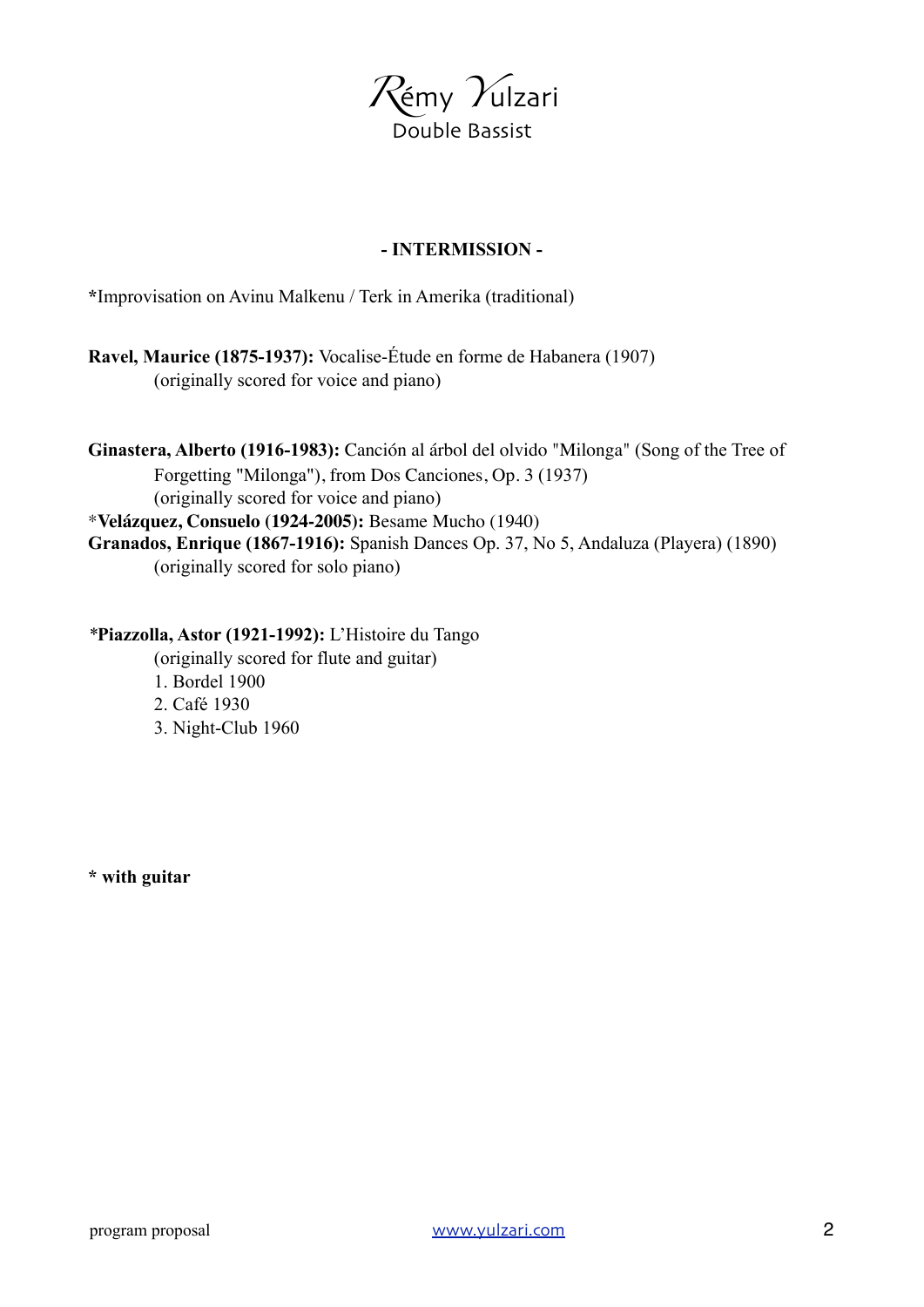# Rémy Yulzari

Double Bassist

**- INTERMISSION -**

***Improvisation on Avinu Malkenu / Terk in Amerika (traditional)**

**Ravel, Maurice (1875-1937):** Vocalise-Étude en forme de Habanera (1907)
(originally scored for voice and piano)

**Ginastera, Alberto (1916-1983):** Canción al árbol del olvido "Milonga" (Song of the Tree of Forgetting "Milonga"), from Dos Canciones, Op. 3 (1937)
(originally scored for voice and piano)

***Velázquez, Consuelo (1924-2005):** Besame Mucho (1940)

**Granados, Enrique (1867-1916):** Spanish Dances Op. 37, No 5, Andaluza (Playera) (1890)
(originally scored for solo piano)

***Piazzolla, Astor (1921-1992):** L'Histoire du Tango
(originally scored for flute and guitar)

1. Bordel 1900
2. Café 1930
3. Night-Club 1960

*** with guitar**

program proposal

www.yulzari.com